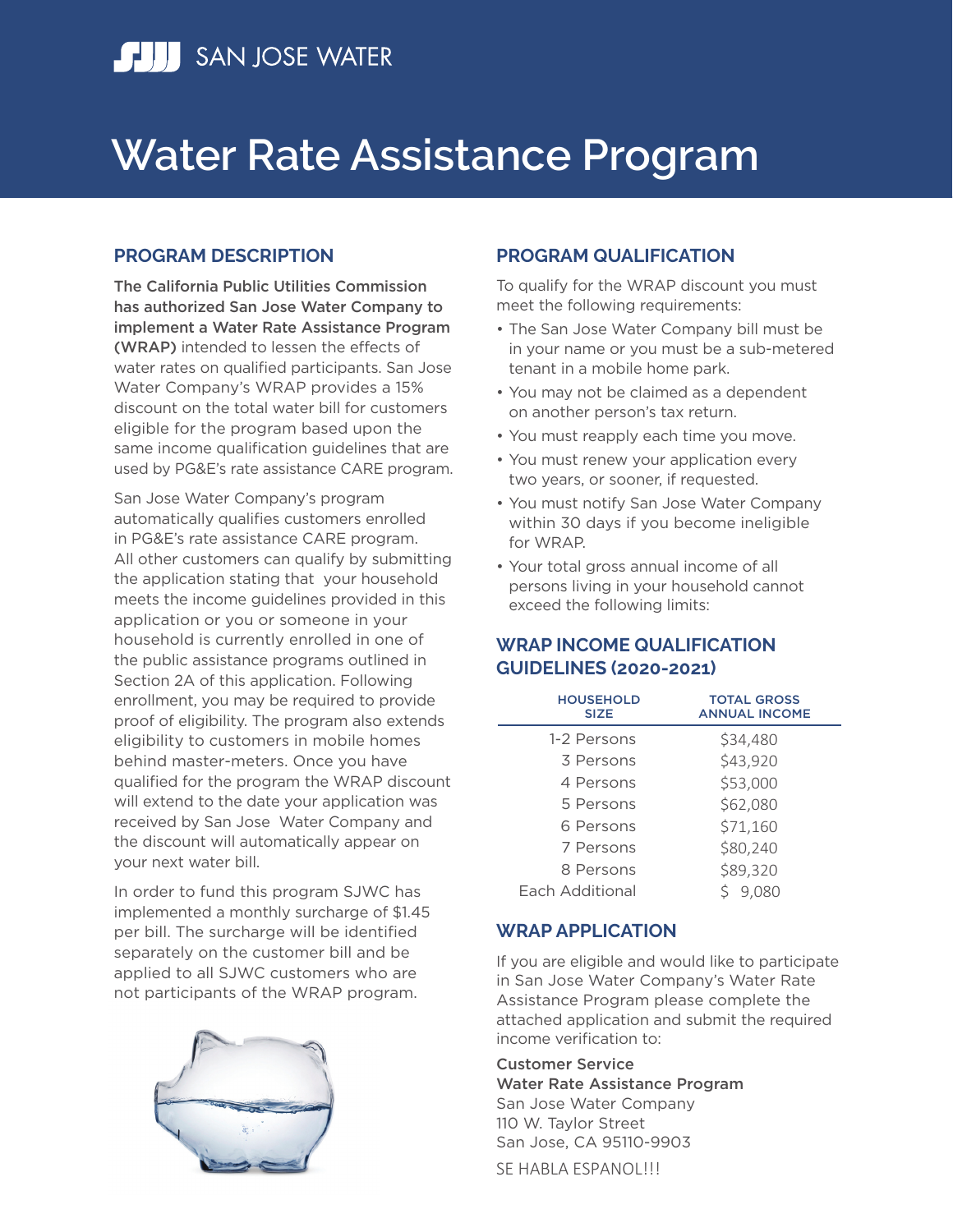SAN JOSE WATER

# Water Rate Assistance Program

## PROGRAM DESCRIPTION

**The California Public Utilities Commission has authorized San Jose Water Company to implement a Water Rate Assistance Program (WRAP)** intended to lessen the effects of water rates on qualified participants. San Jose Water Company's WRAP provides a 15% discount on the total water bill for customers eligible for the program based upon the same income qualification guidelines that are used by PG&E's rate assistance CARE program.

San Jose Water Company's program automatically qualifies customers enrolled in PG&E's rate assistance CARE program. All other customers can qualify by submitting the application stating that your household meets the income guidelines provided in this application or you or someone in your household is currently enrolled in one of the public assistance programs outlined in Section 2A of this application. Following enrollment, you may be required to provide proof of eligibility. The program also extends eligibility to customers in mobile homes behind master-meters. Once you have qualified for the program the WRAP discount will extend to the date your application was received by San Jose Water Company and the discount will automatically appear on your next water bill.

In order to fund this program SJWC has implemented a monthly surcharge of $1.45 per bill. The surcharge will be identified separately on the customer bill and be applied to all SJWC customers who are not participants of the WRAP program.

## PROGRAM QUALIFICATION

To qualify for the WRAP discount you must meet the following requirements:

- The San Jose Water Company bill must be in your name or you must be a sub-metered tenant in a mobile home park.
- You may not be claimed as a dependent on another person's tax return.
- You must reapply each time you move.
- You must renew your application every two years, or sooner, if requested.
- You must notify San Jose Water Company within 30 days if you become ineligible for WRAP.
- Your total gross annual income of all persons living in your household cannot exceed the following limits:

## WRAP INCOME QUALIFICATION GUIDELINES (2020-2021)

| HOUSEHOLD SIZE | TOTAL GROSS ANNUAL INCOME |
|---|---|
| 1-2 Persons | $34,480 |
| 3 Persons | $43,920 |
| 4 Persons | $53,000 |
| 5 Persons | $62,080 |
| 6 Persons | $71,160 |
| 7 Persons | $80,240 |
| 8 Persons | $89,320 |
| Each Additional | $ 9,080 |

## WRAP APPLICATION

If you are eligible and would like to participate in San Jose Water Company's Water Rate Assistance Program please complete the attached application and submit the required income verification to:

**Customer Service**
**Water Rate Assistance Program**
San Jose Water Company
110 W. Taylor Street
San Jose, CA 95110-9903

SE HABLA ESPANOL!!!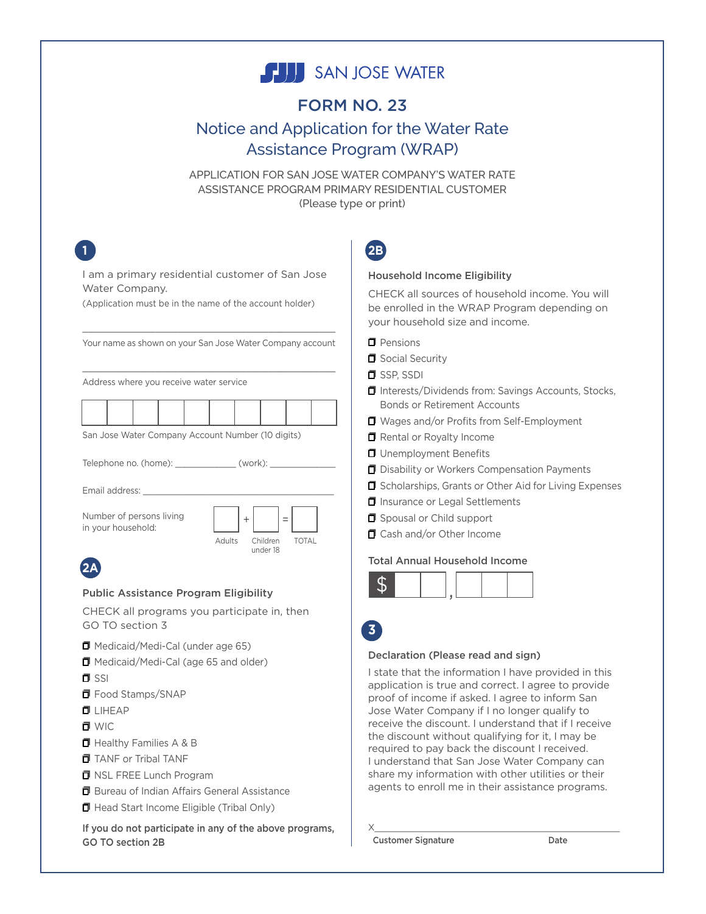# SAN JOSE WATER

## FORM NO. 23

## Notice and Application for the Water Rate Assistance Program (WRAP)

APPLICATION FOR SAN JOSE WATER COMPANY'S WATER RATE ASSISTANCE PROGRAM PRIMARY RESIDENTIAL CUSTOMER
(Please type or print)

### 1

I am a primary residential customer of San Jose Water Company.
(Application must be in the name of the account holder)

______________________________________________
Your name as shown on your San Jose Water Company account

______________________________________________
Address where you receive water service

| | | | | | | | | | |
|---|---|---|---|---|---|---|---|---|---|
| | | | | | | | | | |

San Jose Water Company Account Number (10 digits)

Telephone no. (home): ____________ (work): ____________

Email address: ______________________________________

Number of persons living in your household: [ ] Adults + [ ] Children under 18 = [ ] TOTAL

### 2A

**Public Assistance Program Eligibility**

CHECK all programs you participate in, then GO TO section 3

- ☐ Medicaid/Medi-Cal (under age 65)
- ☐ Medicaid/Medi-Cal (age 65 and older)
- ☐ SSI
- ☐ Food Stamps/SNAP
- ☐ LIHEAP
- ☐ WIC
- ☐ Healthy Families A & B
- ☐ TANF or Tribal TANF
- ☐ NSL FREE Lunch Program
- ☐ Bureau of Indian Affairs General Assistance
- ☐ Head Start Income Eligible (Tribal Only)

**If you do not participate in any of the above programs, GO TO section 2B**

### 2B

**Household Income Eligibility**

CHECK all sources of household income. You will be enrolled in the WRAP Program depending on your household size and income.

- ☐ Pensions
- ☐ Social Security
- ☐ SSP, SSDI
- ☐ Interests/Dividends from: Savings Accounts, Stocks, Bonds or Retirement Accounts
- ☐ Wages and/or Profits from Self-Employment
- ☐ Rental or Royalty Income
- ☐ Unemployment Benefits
- ☐ Disability or Workers Compensation Payments
- ☐ Scholarships, Grants or Other Aid for Living Expenses
- ☐ Insurance or Legal Settlements
- ☐ Spousal or Child support
- ☐ Cash and/or Other Income

**Total Annual Household Income**

$ [ ][ ][ ] , [ ][ ][ ]

### 3

**Declaration (Please read and sign)**

I state that the information I have provided in this application is true and correct. I agree to provide proof of income if asked. I agree to inform San Jose Water Company if I no longer qualify to receive the discount. I understand that if I receive the discount without qualifying for it, I may be required to pay back the discount I received.
I understand that San Jose Water Company can share my information with other utilities or their agents to enroll me in their assistance programs.

X______________________________________________

**Customer Signature** **Date**